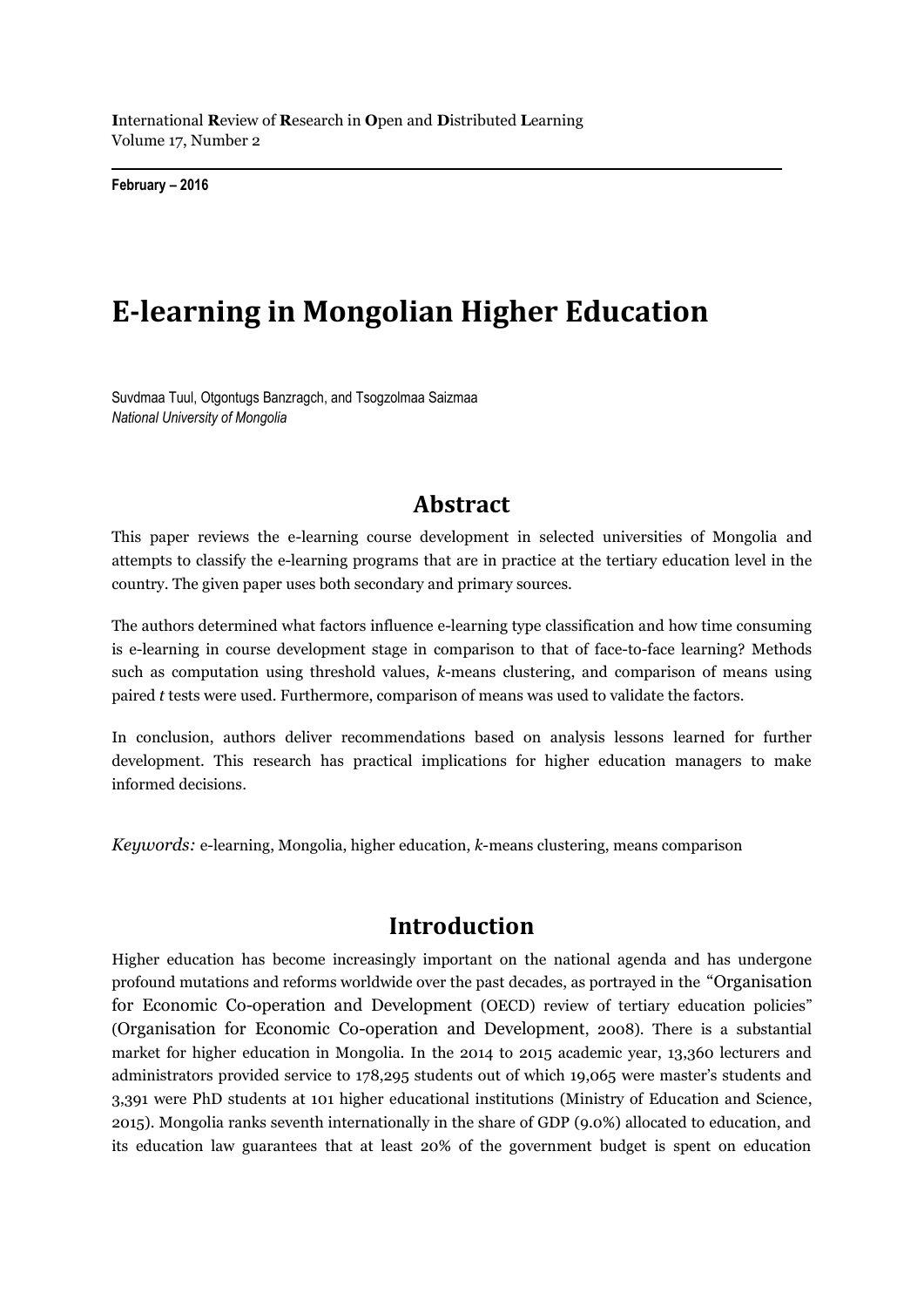# E-learning in Mongolian Higher Education

Suvdmaa Tuul, Otgontugs Banzragch, and Tsogzolmaa Saizmaa
*National University of Mongolia*

## Abstract

This paper reviews the e-learning course development in selected universities of Mongolia and attempts to classify the e-learning programs that are in practice at the tertiary education level in the country. The given paper uses both secondary and primary sources.

The authors determined what factors influence e-learning type classification and how time consuming is e-learning in course development stage in comparison to that of face-to-face learning? Methods such as computation using threshold values, *k*-means clustering, and comparison of means using paired *t* tests were used. Furthermore, comparison of means was used to validate the factors.

In conclusion, authors deliver recommendations based on analysis lessons learned for further development. This research has practical implications for higher education managers to make informed decisions.

*Keywords:* e-learning, Mongolia, higher education, *k*-means clustering, means comparison

## Introduction

Higher education has become increasingly important on the national agenda and has undergone profound mutations and reforms worldwide over the past decades, as portrayed in the "Organisation for Economic Co-operation and Development (OECD) review of tertiary education policies" (Organisation for Economic Co-operation and Development, 2008). There is a substantial market for higher education in Mongolia. In the 2014 to 2015 academic year, 13,360 lecturers and administrators provided service to 178,295 students out of which 19,065 were master's students and 3,391 were PhD students at 101 higher educational institutions (Ministry of Education and Science, 2015). Mongolia ranks seventh internationally in the share of GDP (9.0%) allocated to education, and its education law guarantees that at least 20% of the government budget is spent on education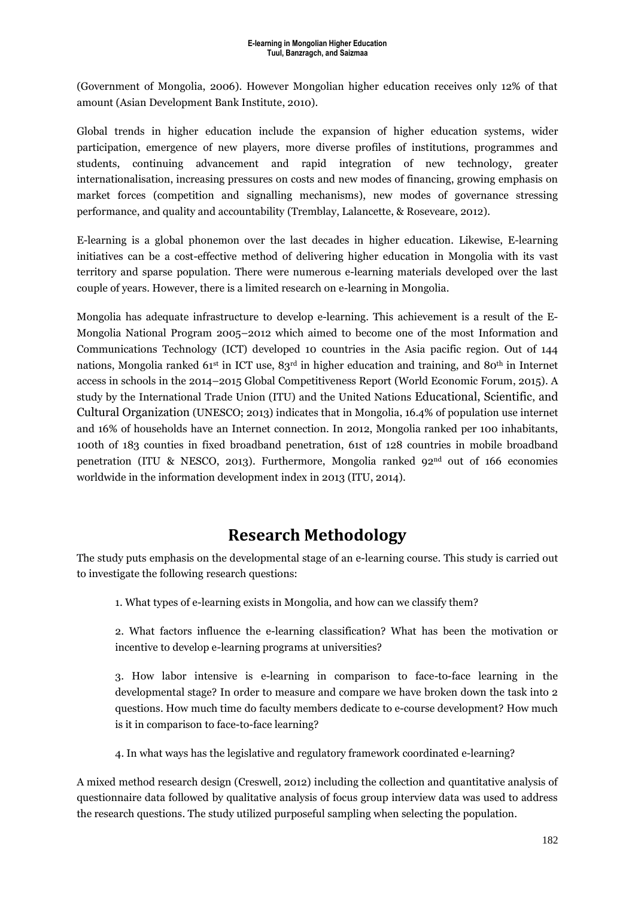(Government of Mongolia, 2006). However Mongolian higher education receives only 12% of that amount (Asian Development Bank Institute, 2010).

Global trends in higher education include the expansion of higher education systems, wider participation, emergence of new players, more diverse profiles of institutions, programmes and students, continuing advancement and rapid integration of new technology, greater internationalisation, increasing pressures on costs and new modes of financing, growing emphasis on market forces (competition and signalling mechanisms), new modes of governance stressing performance, and quality and accountability (Tremblay, Lalancette, & Roseveare, 2012).

E-learning is a global phonemon over the last decades in higher education. Likewise, E-learning initiatives can be a cost-effective method of delivering higher education in Mongolia with its vast territory and sparse population. There were numerous e-learning materials developed over the last couple of years. However, there is a limited research on e-learning in Mongolia.

Mongolia has adequate infrastructure to develop e-learning. This achievement is a result of the E-Mongolia National Program 2005–2012 which aimed to become one of the most Information and Communications Technology (ICT) developed 10 countries in the Asia pacific region. Out of 144 nations, Mongolia ranked 61st in ICT use, 83rd in higher education and training, and 80th in Internet access in schools in the 2014–2015 Global Competitiveness Report (World Economic Forum, 2015). A study by the International Trade Union (ITU) and the United Nations Educational, Scientific, and Cultural Organization (UNESCO; 2013) indicates that in Mongolia, 16.4% of population use internet and 16% of households have an Internet connection. In 2012, Mongolia ranked per 100 inhabitants, 100th of 183 counties in fixed broadband penetration, 61st of 128 countries in mobile broadband penetration (ITU & NESCO, 2013). Furthermore, Mongolia ranked 92nd out of 166 economies worldwide in the information development index in 2013 (ITU, 2014).

## Research Methodology

The study puts emphasis on the developmental stage of an e-learning course. This study is carried out to investigate the following research questions:

1. What types of e-learning exists in Mongolia, and how can we classify them?

2. What factors influence the e-learning classification? What has been the motivation or incentive to develop e-learning programs at universities?

3. How labor intensive is e-learning in comparison to face-to-face learning in the developmental stage? In order to measure and compare we have broken down the task into 2 questions. How much time do faculty members dedicate to e-course development? How much is it in comparison to face-to-face learning?

4. In what ways has the legislative and regulatory framework coordinated e-learning?

A mixed method research design (Creswell, 2012) including the collection and quantitative analysis of questionnaire data followed by qualitative analysis of focus group interview data was used to address the research questions. The study utilized purposeful sampling when selecting the population.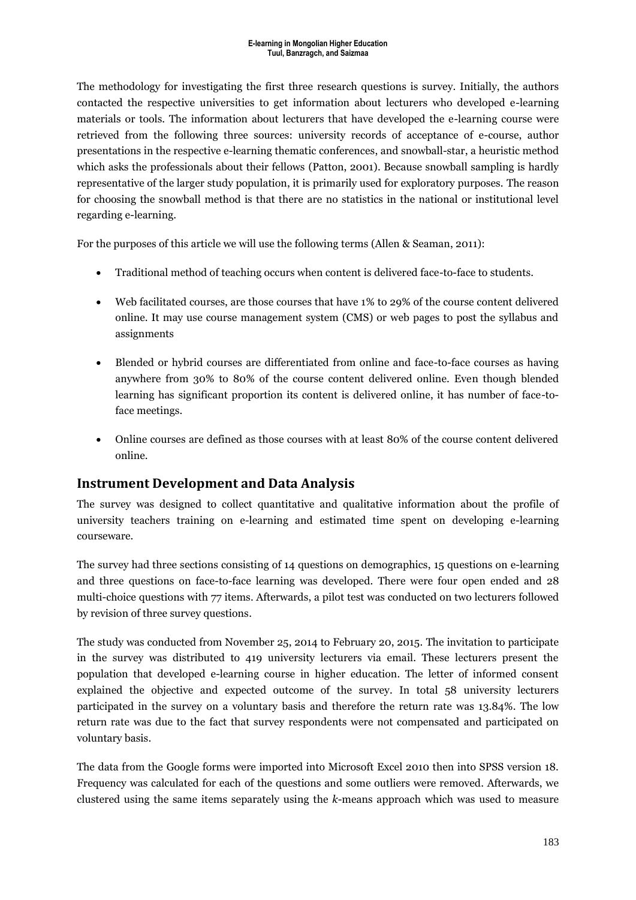The methodology for investigating the first three research questions is survey. Initially, the authors contacted the respective universities to get information about lecturers who developed e-learning materials or tools. The information about lecturers that have developed the e-learning course were retrieved from the following three sources: university records of acceptance of e-course, author presentations in the respective e-learning thematic conferences, and snowball-star, a heuristic method which asks the professionals about their fellows (Patton, 2001). Because snowball sampling is hardly representative of the larger study population, it is primarily used for exploratory purposes. The reason for choosing the snowball method is that there are no statistics in the national or institutional level regarding e-learning.

For the purposes of this article we will use the following terms (Allen & Seaman, 2011):

- Traditional method of teaching occurs when content is delivered face-to-face to students.
- Web facilitated courses, are those courses that have 1% to 29% of the course content delivered online. It may use course management system (CMS) or web pages to post the syllabus and assignments
- Blended or hybrid courses are differentiated from online and face-to-face courses as having anywhere from 30% to 80% of the course content delivered online. Even though blended learning has significant proportion its content is delivered online, it has number of face-to-face meetings.
- Online courses are defined as those courses with at least 80% of the course content delivered online.

## Instrument Development and Data Analysis

The survey was designed to collect quantitative and qualitative information about the profile of university teachers training on e-learning and estimated time spent on developing e-learning courseware.

The survey had three sections consisting of 14 questions on demographics, 15 questions on e-learning and three questions on face-to-face learning was developed. There were four open ended and 28 multi-choice questions with 77 items. Afterwards, a pilot test was conducted on two lecturers followed by revision of three survey questions.

The study was conducted from November 25, 2014 to February 20, 2015. The invitation to participate in the survey was distributed to 419 university lecturers via email. These lecturers present the population that developed e-learning course in higher education. The letter of informed consent explained the objective and expected outcome of the survey. In total 58 university lecturers participated in the survey on a voluntary basis and therefore the return rate was 13.84%. The low return rate was due to the fact that survey respondents were not compensated and participated on voluntary basis.

The data from the Google forms were imported into Microsoft Excel 2010 then into SPSS version 18. Frequency was calculated for each of the questions and some outliers were removed. Afterwards, we clustered using the same items separately using the *k*-means approach which was used to measure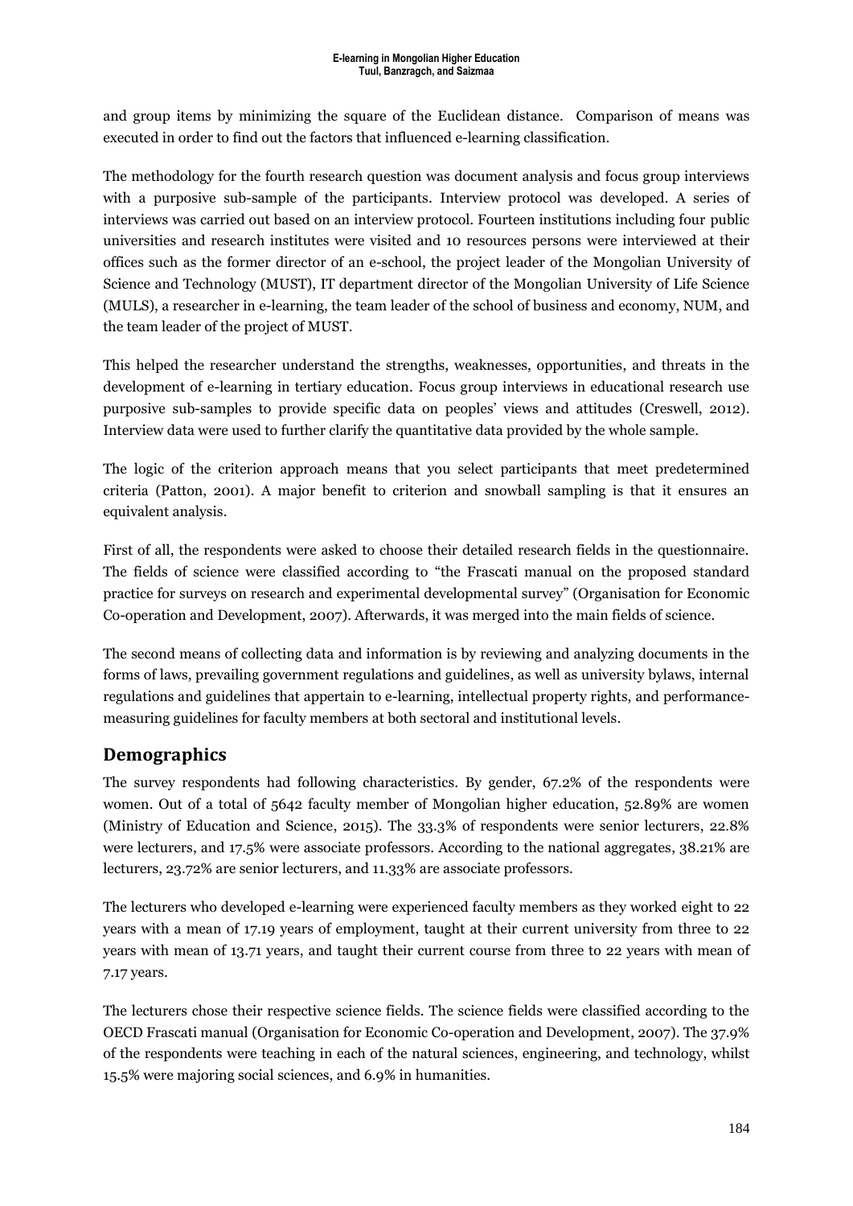and group items by minimizing the square of the Euclidean distance. Comparison of means was executed in order to find out the factors that influenced e-learning classification.

The methodology for the fourth research question was document analysis and focus group interviews with a purposive sub-sample of the participants. Interview protocol was developed. A series of interviews was carried out based on an interview protocol. Fourteen institutions including four public universities and research institutes were visited and 10 resources persons were interviewed at their offices such as the former director of an e-school, the project leader of the Mongolian University of Science and Technology (MUST), IT department director of the Mongolian University of Life Science (MULS), a researcher in e-learning, the team leader of the school of business and economy, NUM, and the team leader of the project of MUST.

This helped the researcher understand the strengths, weaknesses, opportunities, and threats in the development of e-learning in tertiary education. Focus group interviews in educational research use purposive sub-samples to provide specific data on peoples' views and attitudes (Creswell, 2012). Interview data were used to further clarify the quantitative data provided by the whole sample.

The logic of the criterion approach means that you select participants that meet predetermined criteria (Patton, 2001). A major benefit to criterion and snowball sampling is that it ensures an equivalent analysis.

First of all, the respondents were asked to choose their detailed research fields in the questionnaire. The fields of science were classified according to "the Frascati manual on the proposed standard practice for surveys on research and experimental developmental survey" (Organisation for Economic Co-operation and Development, 2007). Afterwards, it was merged into the main fields of science.

The second means of collecting data and information is by reviewing and analyzing documents in the forms of laws, prevailing government regulations and guidelines, as well as university bylaws, internal regulations and guidelines that appertain to e-learning, intellectual property rights, and performance-measuring guidelines for faculty members at both sectoral and institutional levels.

## Demographics

The survey respondents had following characteristics. By gender, 67.2% of the respondents were women. Out of a total of 5642 faculty member of Mongolian higher education, 52.89% are women (Ministry of Education and Science, 2015). The 33.3% of respondents were senior lecturers, 22.8% were lecturers, and 17.5% were associate professors. According to the national aggregates, 38.21% are lecturers, 23.72% are senior lecturers, and 11.33% are associate professors.

The lecturers who developed e-learning were experienced faculty members as they worked eight to 22 years with a mean of 17.19 years of employment, taught at their current university from three to 22 years with mean of 13.71 years, and taught their current course from three to 22 years with mean of 7.17 years.

The lecturers chose their respective science fields. The science fields were classified according to the OECD Frascati manual (Organisation for Economic Co-operation and Development, 2007). The 37.9% of the respondents were teaching in each of the natural sciences, engineering, and technology, whilst 15.5% were majoring social sciences, and 6.9% in humanities.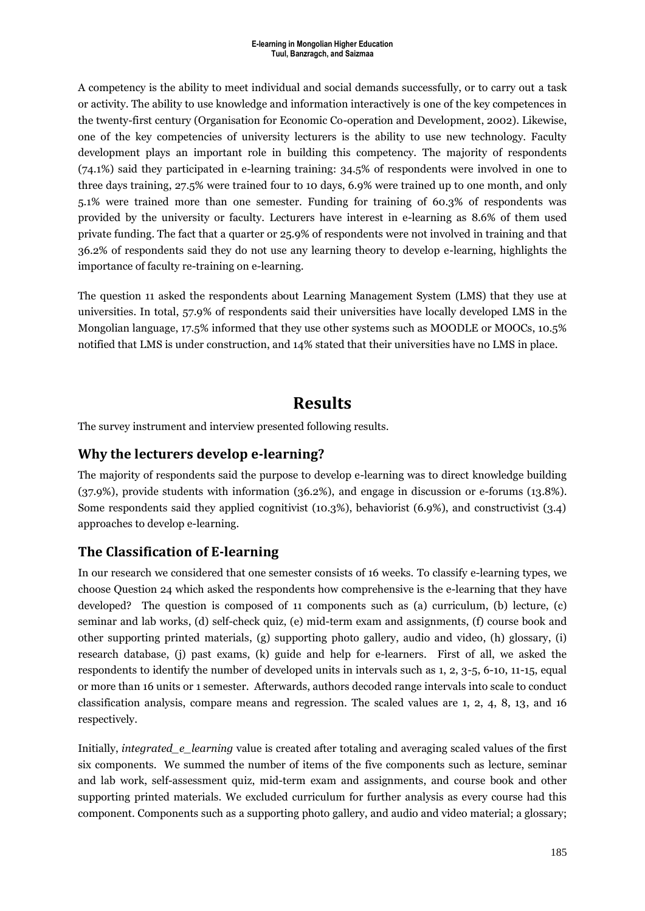A competency is the ability to meet individual and social demands successfully, or to carry out a task or activity. The ability to use knowledge and information interactively is one of the key competences in the twenty-first century (Organisation for Economic Co-operation and Development, 2002). Likewise, one of the key competencies of university lecturers is the ability to use new technology. Faculty development plays an important role in building this competency. The majority of respondents (74.1%) said they participated in e-learning training: 34.5% of respondents were involved in one to three days training, 27.5% were trained four to 10 days, 6.9% were trained up to one month, and only 5.1% were trained more than one semester. Funding for training of 60.3% of respondents was provided by the university or faculty. Lecturers have interest in e-learning as 8.6% of them used private funding. The fact that a quarter or 25.9% of respondents were not involved in training and that 36.2% of respondents said they do not use any learning theory to develop e-learning, highlights the importance of faculty re-training on e-learning.

The question 11 asked the respondents about Learning Management System (LMS) that they use at universities. In total, 57.9% of respondents said their universities have locally developed LMS in the Mongolian language, 17.5% informed that they use other systems such as MOODLE or MOOCs, 10.5% notified that LMS is under construction, and 14% stated that their universities have no LMS in place.

# Results

The survey instrument and interview presented following results.

## Why the lecturers develop e-learning?

The majority of respondents said the purpose to develop e-learning was to direct knowledge building (37.9%), provide students with information (36.2%), and engage in discussion or e-forums (13.8%). Some respondents said they applied cognitivist (10.3%), behaviorist (6.9%), and constructivist (3.4) approaches to develop e-learning.

## The Classification of E-learning

In our research we considered that one semester consists of 16 weeks. To classify e-learning types, we choose Question 24 which asked the respondents how comprehensive is the e-learning that they have developed? The question is composed of 11 components such as (a) curriculum, (b) lecture, (c) seminar and lab works, (d) self-check quiz, (e) mid-term exam and assignments, (f) course book and other supporting printed materials, (g) supporting photo gallery, audio and video, (h) glossary, (i) research database, (j) past exams, (k) guide and help for e-learners. First of all, we asked the respondents to identify the number of developed units in intervals such as 1, 2, 3-5, 6-10, 11-15, equal or more than 16 units or 1 semester. Afterwards, authors decoded range intervals into scale to conduct classification analysis, compare means and regression. The scaled values are 1, 2, 4, 8, 13, and 16 respectively.

Initially, *integrated_e_learning* value is created after totaling and averaging scaled values of the first six components. We summed the number of items of the five components such as lecture, seminar and lab work, self-assessment quiz, mid-term exam and assignments, and course book and other supporting printed materials. We excluded curriculum for further analysis as every course had this component. Components such as a supporting photo gallery, and audio and video material; a glossary;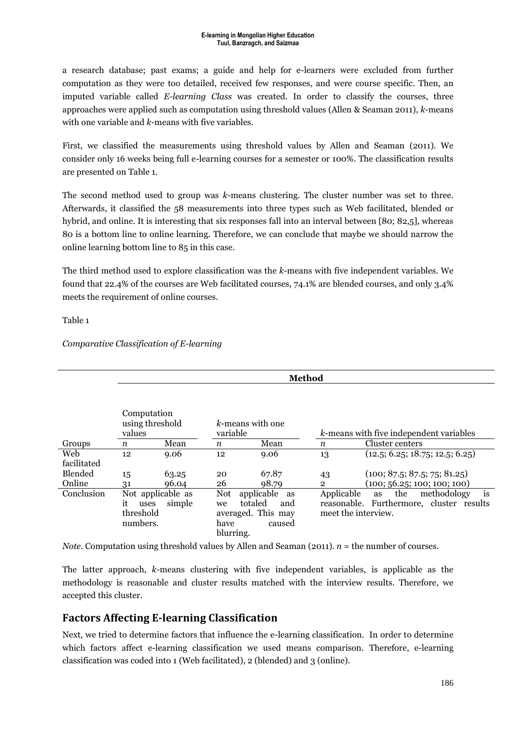a research database; past exams; a guide and help for e-learners were excluded from further computation as they were too detailed, received few responses, and were course specific. Then, an imputed variable called *E-learning Class* was created. In order to classify the courses, three approaches were applied such as computation using threshold values (Allen & Seaman 2011), *k*-means with one variable and *k*-means with five variables.

First, we classified the measurements using threshold values by Allen and Seaman (2011). We consider only 16 weeks being full e-learning courses for a semester or 100%. The classification results are presented on Table 1.

The second method used to group was *k*-means clustering. The cluster number was set to three. Afterwards, it classified the 58 measurements into three types such as Web facilitated, blended or hybrid, and online. It is interesting that six responses fall into an interval between [80; 82,5], whereas 80 is a bottom line to online learning. Therefore, we can conclude that maybe we should narrow the online learning bottom line to 85 in this case.

The third method used to explore classification was the *k*-means with five independent variables. We found that 22.4% of the courses are Web facilitated courses, 74.1% are blended courses, and only 3.4% meets the requirement of online courses.

Table 1

*Comparative Classification of E-learning*

| | Method | | | | | |
|---|---|---|---|---|---|---|
| | Computation using threshold values | | *k*-means with one variable | | *k*-means with five independent variables | |
| Groups | *n* | Mean | *n* | Mean | *n* | Cluster centers |
| Web facilitated | 12 | 9.06 | 12 | 9.06 | 13 | (12.5; 6.25; 18.75; 12.5; 6.25) |
| Blended | 15 | 63.25 | 20 | 67.87 | 43 | (100; 87.5; 87.5; 75; 81.25) |
| Online | 31 | 96.04 | 26 | 98.79 | 2 | (100; 56.25; 100; 100; 100) |
| Conclusion | Not applicable as it uses simple threshold numbers. | | Not applicable as we totaled and averaged. This may have caused blurring. | | Applicable as the methodology is reasonable. Furthermore, cluster results meet the interview. | |

*Note*. Computation using threshold values by Allen and Seaman (2011). *n* = the number of courses.

The latter approach, *k*-means clustering with five independent variables, is applicable as the methodology is reasonable and cluster results matched with the interview results. Therefore, we accepted this cluster.

## Factors Affecting E-learning Classification

Next, we tried to determine factors that influence the e-learning classification. In order to determine which factors affect e-learning classification we used means comparison. Therefore, e-learning classification was coded into 1 (Web facilitated), 2 (blended) and 3 (online).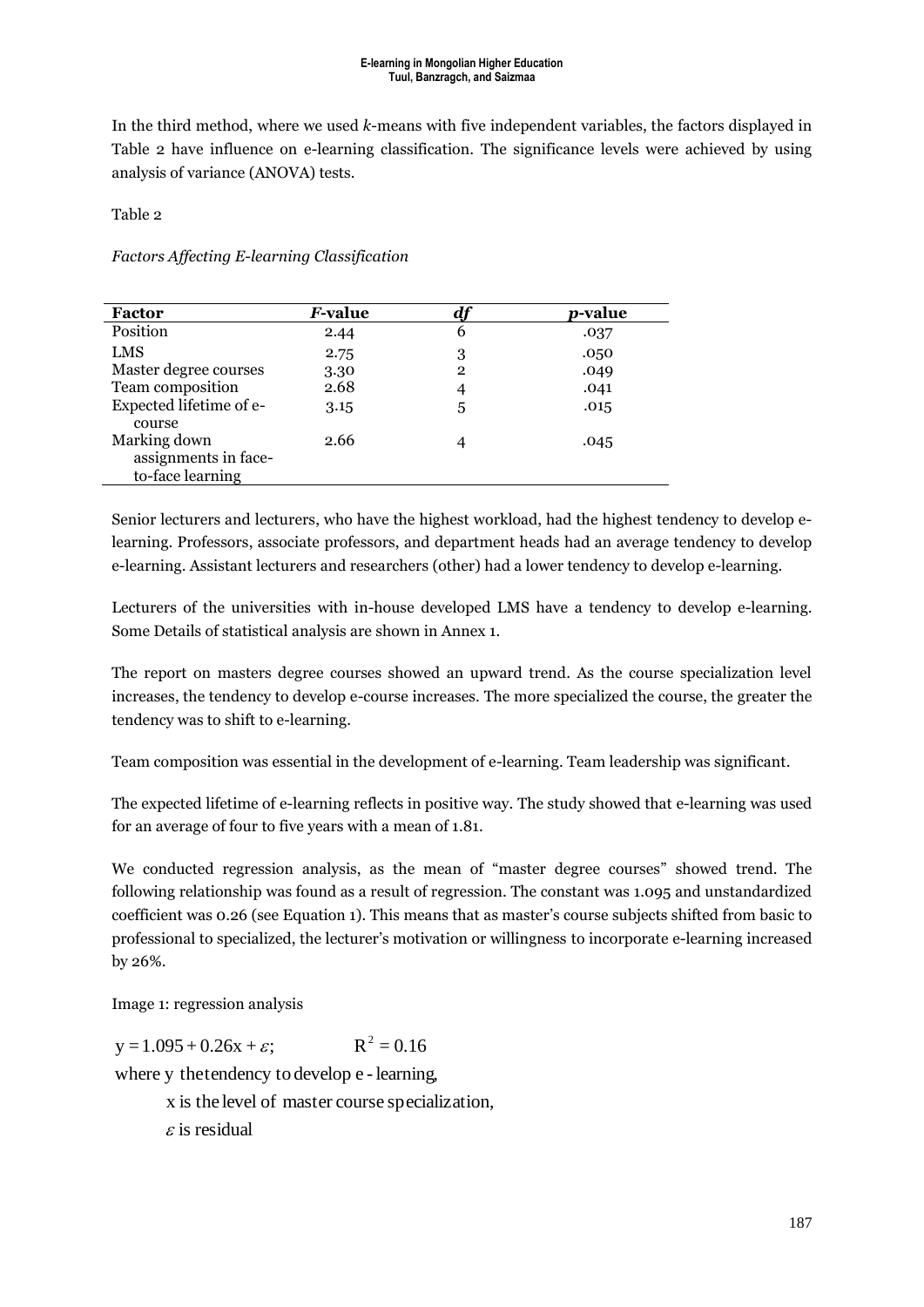In the third method, where we used *k*-means with five independent variables, the factors displayed in Table 2 have influence on e-learning classification. The significance levels were achieved by using analysis of variance (ANOVA) tests.

Table 2

*Factors Affecting E-learning Classification*

| **Factor** | ***F*-value** | ***df*** | ***p*-value** |
|---|---|---|---|
| Position | 2.44 | 6 | .037 |
| LMS | 2.75 | 3 | .050 |
| Master degree courses | 3.30 | 2 | .049 |
| Team composition | 2.68 | 4 | .041 |
| Expected lifetime of e-course | 3.15 | 5 | .015 |
| Marking down assignments in face-to-face learning | 2.66 | 4 | .045 |

Senior lecturers and lecturers, who have the highest workload, had the highest tendency to develop e-learning. Professors, associate professors, and department heads had an average tendency to develop e-learning. Assistant lecturers and researchers (other) had a lower tendency to develop e-learning.

Lecturers of the universities with in-house developed LMS have a tendency to develop e-learning. Some Details of statistical analysis are shown in Annex 1.

The report on masters degree courses showed an upward trend. As the course specialization level increases, the tendency to develop e-course increases. The more specialized the course, the greater the tendency was to shift to e-learning.

Team composition was essential in the development of e-learning. Team leadership was significant.

The expected lifetime of e-learning reflects in positive way. The study showed that e-learning was used for an average of four to five years with a mean of 1.81.

We conducted regression analysis, as the mean of "master degree courses" showed trend. The following relationship was found as a result of regression. The constant was 1.095 and unstandardized coefficient was 0.26 (see Equation 1). This means that as master's course subjects shifted from basic to professional to specialized, the lecturer's motivation or willingness to incorporate e-learning increased by 26%.

Image 1: regression analysis

$$y = 1.095 + 0.26x + \varepsilon; \qquad R^2 = 0.16$$

where $y$ the tendency to develop e-learning,

$x$ is the level of master course specialization,

$\varepsilon$ is residual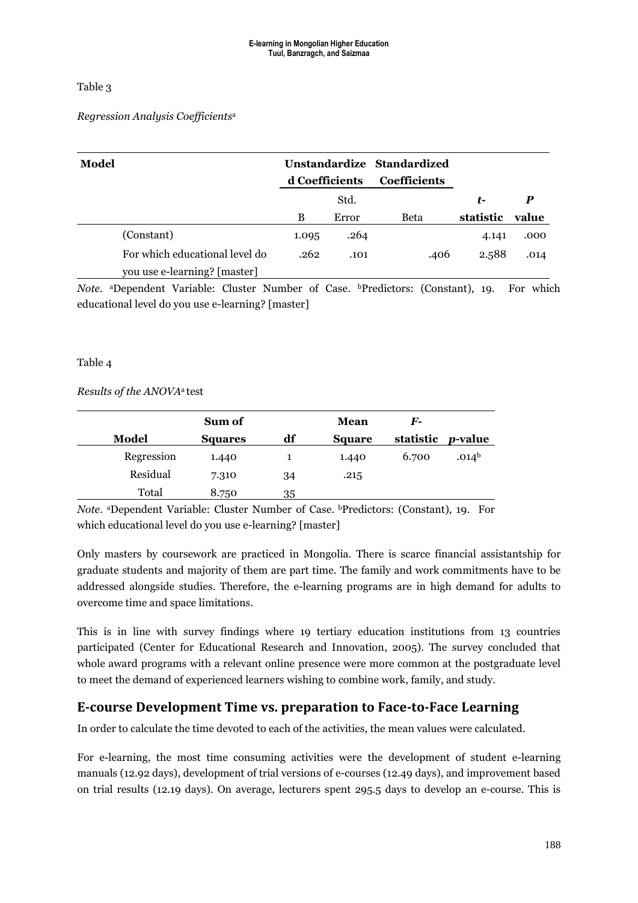Table 3

*Regression Analysis Coefficients*[a]

| Model | Unstandardized Coefficients | | Standardized Coefficients | | |
|---|---|---|---|---|---|
| | B | Std. Error | Beta | *t*-statistic | *P* value |
| (Constant) | 1.095 | .264 | | 4.141 | .000 |
| For which educational level do you use e-learning? [master] | .262 | .101 | .406 | 2.588 | .014 |

*Note*. [a]Dependent Variable: Cluster Number of Case. [b]Predictors: (Constant), 19. For which educational level do you use e-learning? [master]

Table 4

*Results of the ANOVA*[a] test

| Model | Sum of Squares | df | Mean Square | *F*-statistic | *p*-value |
|---|---|---|---|---|---|
| Regression | 1.440 | 1 | 1.440 | 6.700 | .014[b] |
| Residual | 7.310 | 34 | .215 | | |
| Total | 8.750 | 35 | | | |

*Note*. [a]Dependent Variable: Cluster Number of Case. [b]Predictors: (Constant), 19. For which educational level do you use e-learning? [master]

Only masters by coursework are practiced in Mongolia. There is scarce financial assistantship for graduate students and majority of them are part time. The family and work commitments have to be addressed alongside studies. Therefore, the e-learning programs are in high demand for adults to overcome time and space limitations.

This is in line with survey findings where 19 tertiary education institutions from 13 countries participated (Center for Educational Research and Innovation, 2005). The survey concluded that whole award programs with a relevant online presence were more common at the postgraduate level to meet the demand of experienced learners wishing to combine work, family, and study.

## E-course Development Time vs. preparation to Face-to-Face Learning

In order to calculate the time devoted to each of the activities, the mean values were calculated.

For e-learning, the most time consuming activities were the development of student e-learning manuals (12.92 days), development of trial versions of e-courses (12.49 days), and improvement based on trial results (12.19 days). On average, lecturers spent 295.5 days to develop an e-course. This is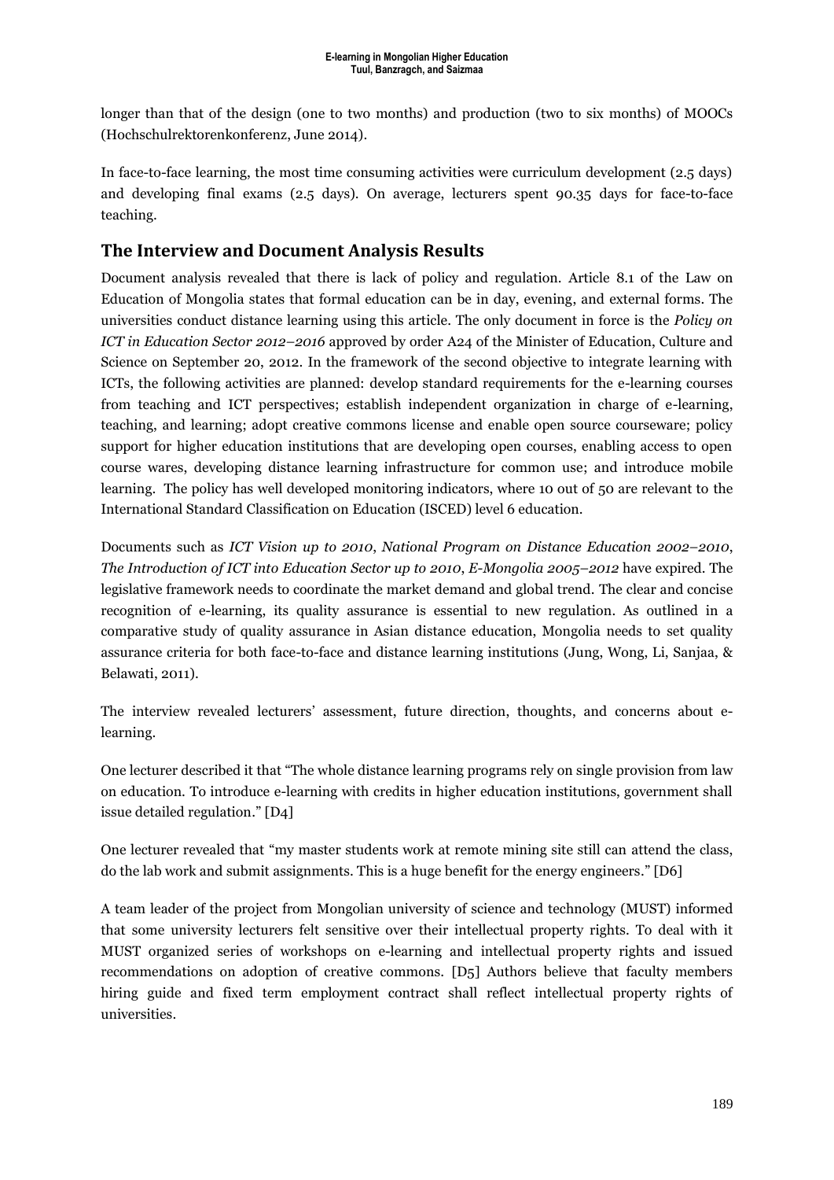longer than that of the design (one to two months) and production (two to six months) of MOOCs (Hochschulrektorenkonferenz, June 2014).

In face-to-face learning, the most time consuming activities were curriculum development (2.5 days) and developing final exams (2.5 days). On average, lecturers spent 90.35 days for face-to-face teaching.

## The Interview and Document Analysis Results

Document analysis revealed that there is lack of policy and regulation. Article 8.1 of the Law on Education of Mongolia states that formal education can be in day, evening, and external forms. The universities conduct distance learning using this article. The only document in force is the *Policy on ICT in Education Sector 2012–2016* approved by order A24 of the Minister of Education, Culture and Science on September 20, 2012. In the framework of the second objective to integrate learning with ICTs, the following activities are planned: develop standard requirements for the e-learning courses from teaching and ICT perspectives; establish independent organization in charge of e-learning, teaching, and learning; adopt creative commons license and enable open source courseware; policy support for higher education institutions that are developing open courses, enabling access to open course wares, developing distance learning infrastructure for common use; and introduce mobile learning. The policy has well developed monitoring indicators, where 10 out of 50 are relevant to the International Standard Classification on Education (ISCED) level 6 education.

Documents such as *ICT Vision up to 2010*, *National Program on Distance Education 2002–2010*, *The Introduction of ICT into Education Sector up to 2010, E-Mongolia 2005–2012* have expired. The legislative framework needs to coordinate the market demand and global trend. The clear and concise recognition of e-learning, its quality assurance is essential to new regulation. As outlined in a comparative study of quality assurance in Asian distance education, Mongolia needs to set quality assurance criteria for both face-to-face and distance learning institutions (Jung, Wong, Li, Sanjaa, & Belawati, 2011).

The interview revealed lecturers' assessment, future direction, thoughts, and concerns about e-learning.

One lecturer described it that "The whole distance learning programs rely on single provision from law on education. To introduce e-learning with credits in higher education institutions, government shall issue detailed regulation." [D4]

One lecturer revealed that "my master students work at remote mining site still can attend the class, do the lab work and submit assignments. This is a huge benefit for the energy engineers." [D6]

A team leader of the project from Mongolian university of science and technology (MUST) informed that some university lecturers felt sensitive over their intellectual property rights. To deal with it MUST organized series of workshops on e-learning and intellectual property rights and issued recommendations on adoption of creative commons. [D5] Authors believe that faculty members hiring guide and fixed term employment contract shall reflect intellectual property rights of universities.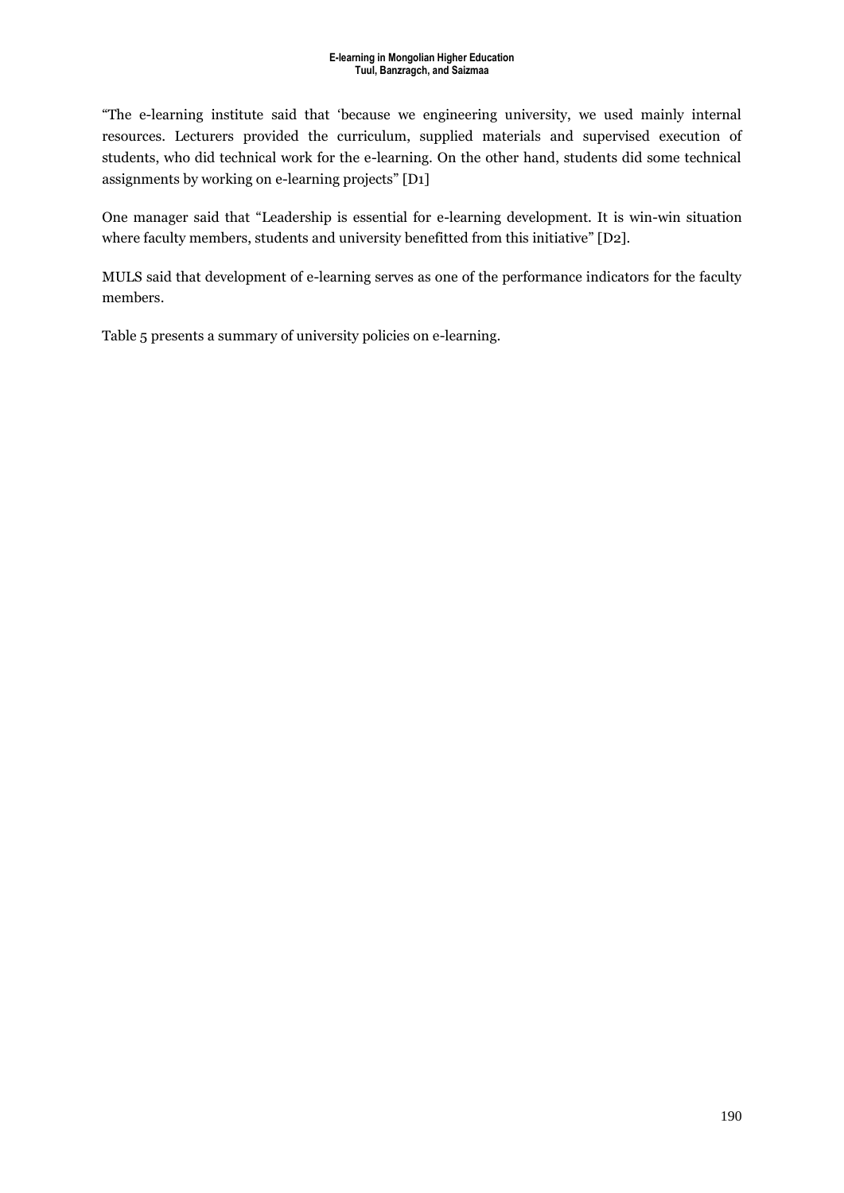"The e-learning institute said that 'because we engineering university, we used mainly internal resources. Lecturers provided the curriculum, supplied materials and supervised execution of students, who did technical work for the e-learning. On the other hand, students did some technical assignments by working on e-learning projects" [D1]

One manager said that "Leadership is essential for e-learning development. It is win-win situation where faculty members, students and university benefitted from this initiative" [D2].

MULS said that development of e-learning serves as one of the performance indicators for the faculty members.

Table 5 presents a summary of university policies on e-learning.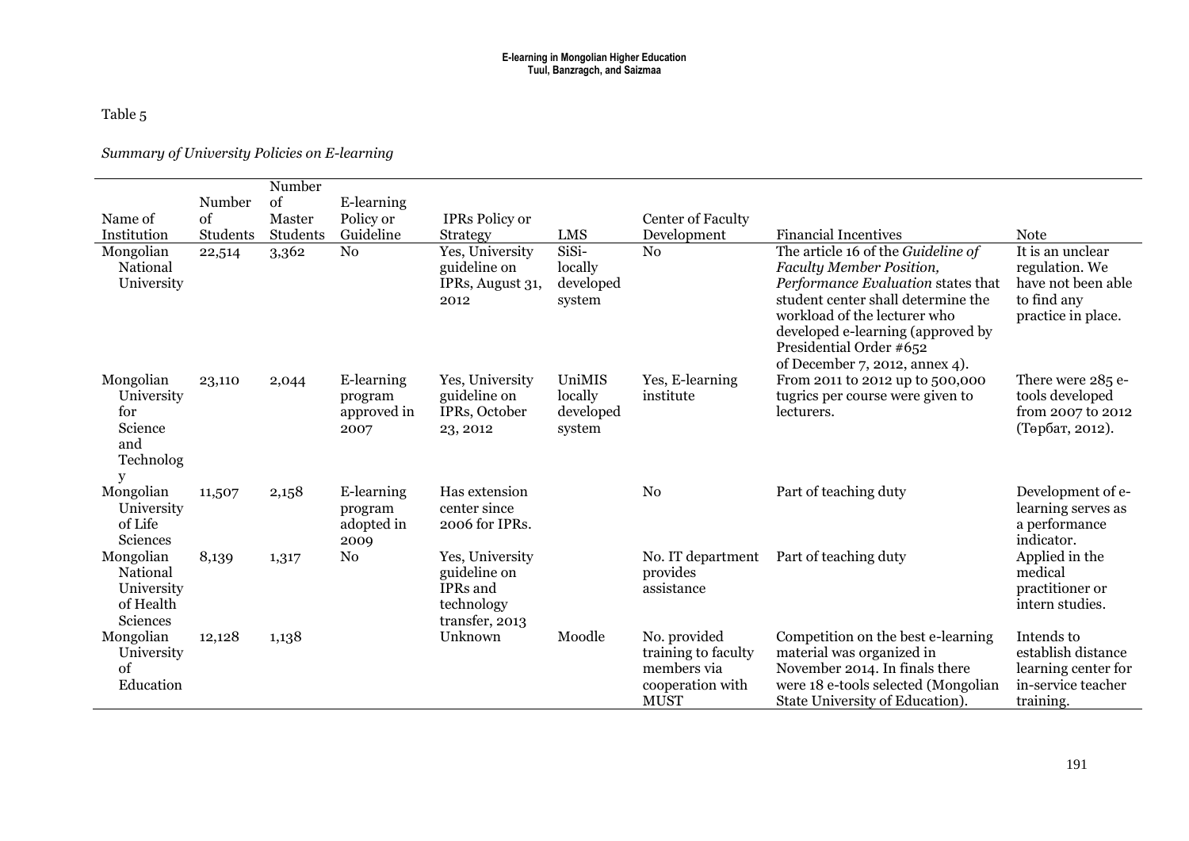Table 5

*Summary of University Policies on E-learning*

| Name of Institution | Number of Students | Number of Master Students | E-learning Policy or Guideline | IPRs Policy or Strategy | LMS | Center of Faculty Development | Financial Incentives | Note |
|---|---|---|---|---|---|---|---|---|
| Mongolian National University | 22,514 | 3,362 | No | Yes, University guideline on IPRs, August 31, 2012 | SiSi- locally developed system | No | The article 16 of the *Guideline of Faculty Member Position, Performance Evaluation* states that student center shall determine the workload of the lecturer who developed e-learning (approved by Presidential Order #652 of December 7, 2012, annex 4). | It is an unclear regulation. We have not been able to find any practice in place. |
| Mongolian University for Science and Technology | 23,110 | 2,044 | E-learning program approved in 2007 | Yes, University guideline on IPRs, October 23, 2012 | UniMIS locally developed system | Yes, E-learning institute | From 2011 to 2012 up to 500,000 tugrics per course were given to lecturers. | There were 285 e-tools developed from 2007 to 2012 (Төрбат, 2012). |
| Mongolian University of Life Sciences | 11,507 | 2,158 | E-learning program adopted in 2009 | Has extension center since 2006 for IPRs. | | No | Part of teaching duty | Development of e-learning serves as a performance indicator. |
| Mongolian National University of Health Sciences | 8,139 | 1,317 | No | Yes, University guideline on IPRs and technology transfer, 2013 | | No. IT department provides assistance | Part of teaching duty | Applied in the medical practitioner or intern studies. |
| Mongolian University of Education | 12,128 | 1,138 | | Unknown | Moodle | No. provided training to faculty members via cooperation with MUST | Competition on the best e-learning material was organized in November 2014. In finals there were 18 e-tools selected (Mongolian State University of Education). | Intends to establish distance learning center for in-service teacher training. |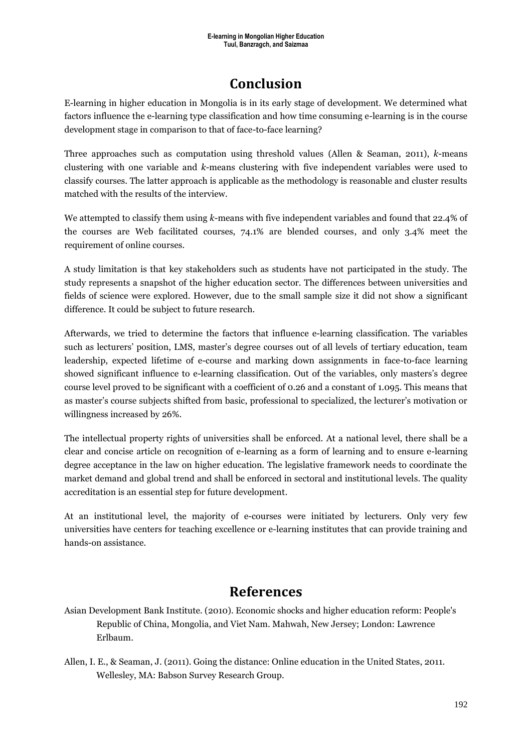## Conclusion

E-learning in higher education in Mongolia is in its early stage of development. We determined what factors influence the e-learning type classification and how time consuming e-learning is in the course development stage in comparison to that of face-to-face learning?

Three approaches such as computation using threshold values (Allen & Seaman, 2011), *k*-means clustering with one variable and *k*-means clustering with five independent variables were used to classify courses. The latter approach is applicable as the methodology is reasonable and cluster results matched with the results of the interview.

We attempted to classify them using *k*-means with five independent variables and found that 22.4% of the courses are Web facilitated courses, 74.1% are blended courses, and only 3.4% meet the requirement of online courses.

A study limitation is that key stakeholders such as students have not participated in the study. The study represents a snapshot of the higher education sector. The differences between universities and fields of science were explored. However, due to the small sample size it did not show a significant difference. It could be subject to future research.

Afterwards, we tried to determine the factors that influence e-learning classification. The variables such as lecturers' position, LMS, master's degree courses out of all levels of tertiary education, team leadership, expected lifetime of e-course and marking down assignments in face-to-face learning showed significant influence to e-learning classification. Out of the variables, only masters's degree course level proved to be significant with a coefficient of 0.26 and a constant of 1.095. This means that as master's course subjects shifted from basic, professional to specialized, the lecturer's motivation or willingness increased by 26%.

The intellectual property rights of universities shall be enforced. At a national level, there shall be a clear and concise article on recognition of e-learning as a form of learning and to ensure e-learning degree acceptance in the law on higher education. The legislative framework needs to coordinate the market demand and global trend and shall be enforced in sectoral and institutional levels. The quality accreditation is an essential step for future development.

At an institutional level, the majority of e-courses were initiated by lecturers. Only very few universities have centers for teaching excellence or e-learning institutes that can provide training and hands-on assistance.

## References

Asian Development Bank Institute. (2010). Economic shocks and higher education reform: People's Republic of China, Mongolia, and Viet Nam. Mahwah, New Jersey; London: Lawrence Erlbaum.

Allen, I. E., & Seaman, J. (2011). Going the distance: Online education in the United States, 2011. Wellesley, MA: Babson Survey Research Group.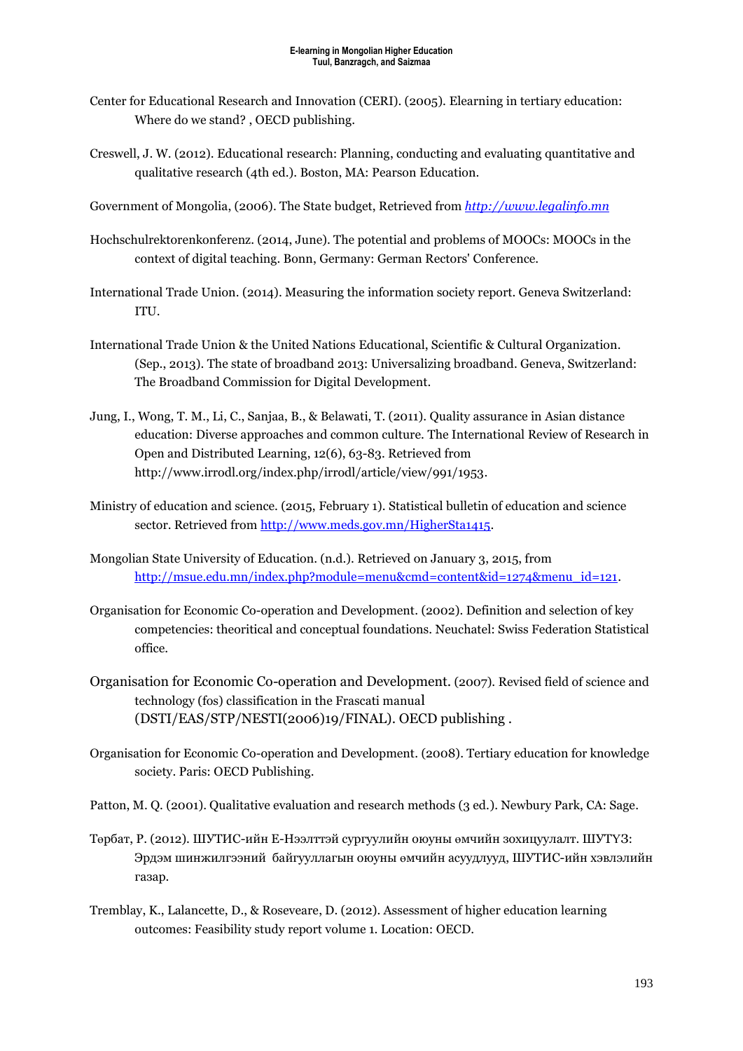Center for Educational Research and Innovation (CERI). (2005). Elearning in tertiary education: Where do we stand? , OECD publishing.

Creswell, J. W. (2012). Educational research: Planning, conducting and evaluating quantitative and qualitative research (4th ed.). Boston, MA: Pearson Education.

Government of Mongolia, (2006). The State budget, Retrieved from *http://www.legalinfo.mn*

Hochschulrektorenkonferenz. (2014, June). The potential and problems of MOOCs: MOOCs in the context of digital teaching. Bonn, Germany: German Rectors' Conference.

International Trade Union. (2014). Measuring the information society report. Geneva Switzerland: ITU.

International Trade Union & the United Nations Educational, Scientific & Cultural Organization. (Sep., 2013). The state of broadband 2013: Universalizing broadband. Geneva, Switzerland: The Broadband Commission for Digital Development.

Jung, I., Wong, T. M., Li, C., Sanjaa, B., & Belawati, T. (2011). Quality assurance in Asian distance education: Diverse approaches and common culture. The International Review of Research in Open and Distributed Learning, 12(6), 63-83. Retrieved from http://www.irrodl.org/index.php/irrodl/article/view/991/1953.

Ministry of education and science. (2015, February 1). Statistical bulletin of education and science sector. Retrieved from http://www.meds.gov.mn/HigherSta1415.

Mongolian State University of Education. (n.d.). Retrieved on January 3, 2015, from http://msue.edu.mn/index.php?module=menu&cmd=content&id=1274&menu_id=121.

Organisation for Economic Co-operation and Development. (2002). Definition and selection of key competencies: theoritical and conceptual foundations. Neuchatel: Swiss Federation Statistical office.

Organisation for Economic Co-operation and Development. (2007). Revised field of science and technology (fos) classification in the Frascati manual (DSTI/EAS/STP/NESTI(2006)19/FINAL). OECD publishing .

Organisation for Economic Co-operation and Development. (2008). Tertiary education for knowledge society. Paris: OECD Publishing.

Patton, M. Q. (2001). Qualitative evaluation and research methods (3 ed.). Newbury Park, CA: Sage.

Төрбат, Р. (2012). ШУТИС-ийн Е-Нээлттэй сургуулийн оюуны өмчийн зохицуулалт. ШУТҮЗ: Эрдэм шинжилгээний байгууллагын оюуны өмчийн асуудлууд, ШУТИС-ийн хэвлэлийн газар.

Tremblay, K., Lalancette, D., & Roseveare, D. (2012). Assessment of higher education learning outcomes: Feasibility study report volume 1. Location: OECD.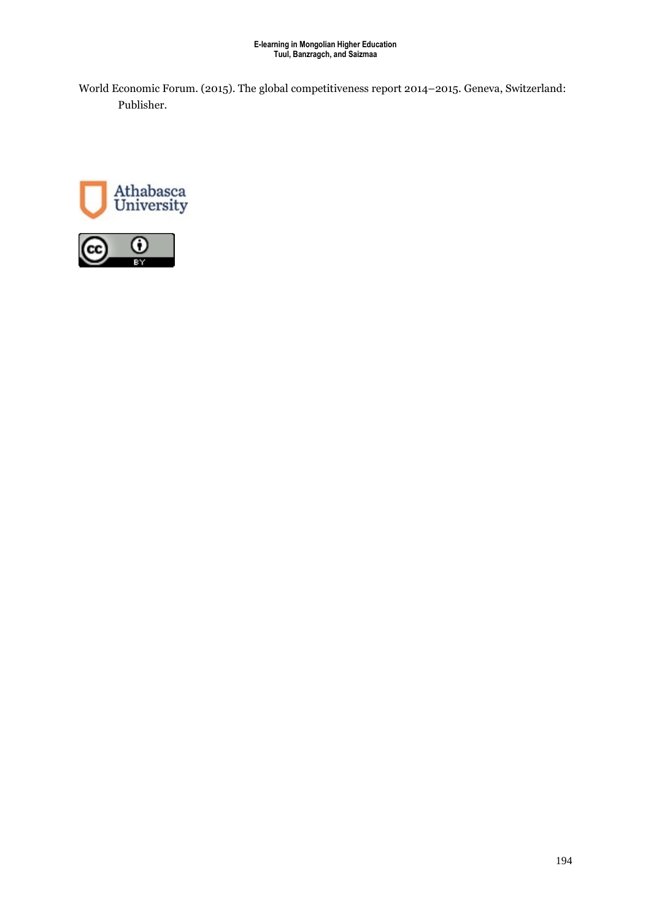World Economic Forum. (2015). The global competitiveness report 2014–2015. Geneva, Switzerland: Publisher.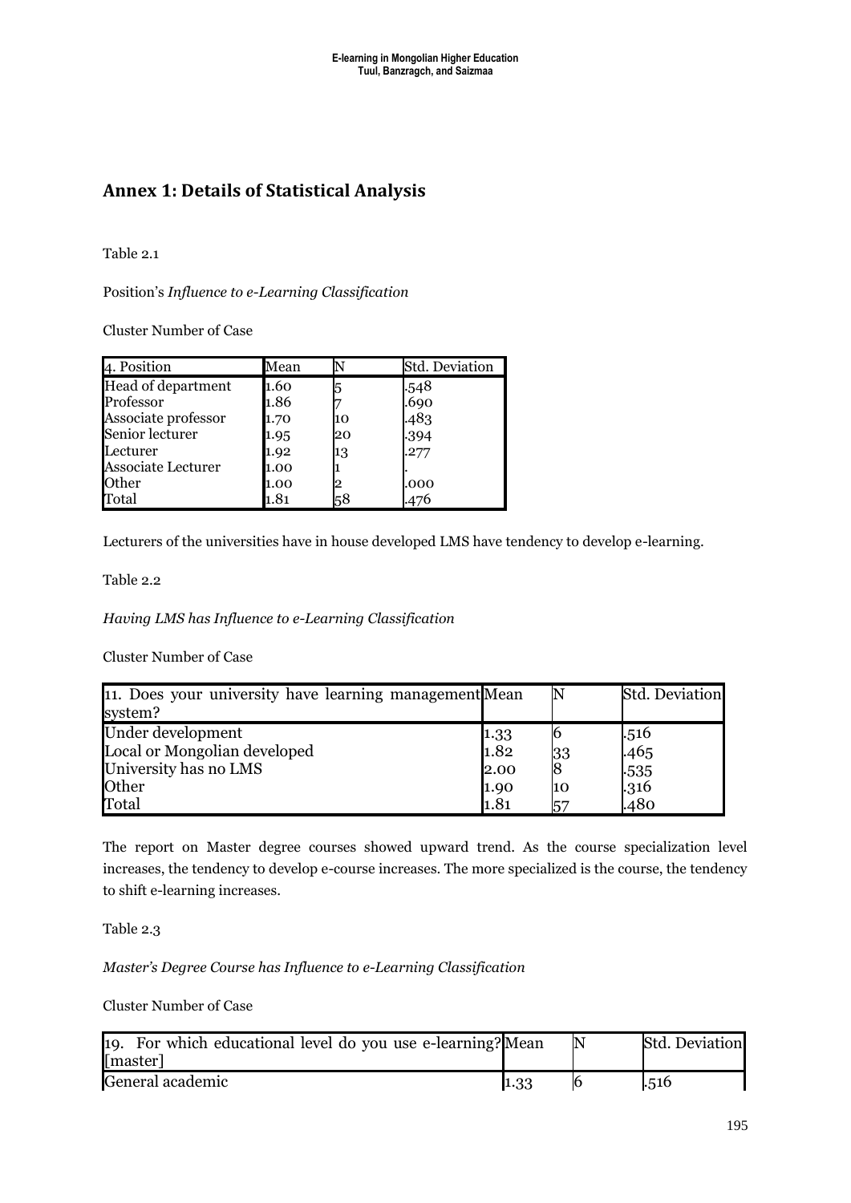## Annex 1: Details of Statistical Analysis

Table 2.1

Position's *Influence to e-Learning Classification*

Cluster Number of Case

| 4. Position | Mean | N | Std. Deviation |
|---|---|---|---|
| Head of department | 1.60 | 5 | .548 |
| Professor | 1.86 | 7 | .690 |
| Associate professor | 1.70 | 10 | .483 |
| Senior lecturer | 1.95 | 20 | .394 |
| Lecturer | 1.92 | 13 | .277 |
| Associate Lecturer | 1.00 | 1 | . |
| Other | 1.00 | 2 | .000 |
| Total | 1.81 | 58 | .476 |

Lecturers of the universities have in house developed LMS have tendency to develop e-learning.

Table 2.2

*Having LMS has Influence to e-Learning Classification*

Cluster Number of Case

| 11. Does your university have learning management system? | Mean | N | Std. Deviation |
|---|---|---|---|
| Under development | 1.33 | 6 | .516 |
| Local or Mongolian developed | 1.82 | 33 | .465 |
| University has no LMS | 2.00 | 8 | .535 |
| Other | 1.90 | 10 | .316 |
| Total | 1.81 | 57 | .480 |

The report on Master degree courses showed upward trend. As the course specialization level increases, the tendency to develop e-course increases. The more specialized is the course, the tendency to shift e-learning increases.

Table 2.3

*Master's Degree Course has Influence to e-Learning Classification*

Cluster Number of Case

| 19. For which educational level do you use e-learning? [master] | Mean | N | Std. Deviation |
|---|---|---|---|
| General academic | 1.33 | 6 | .516 |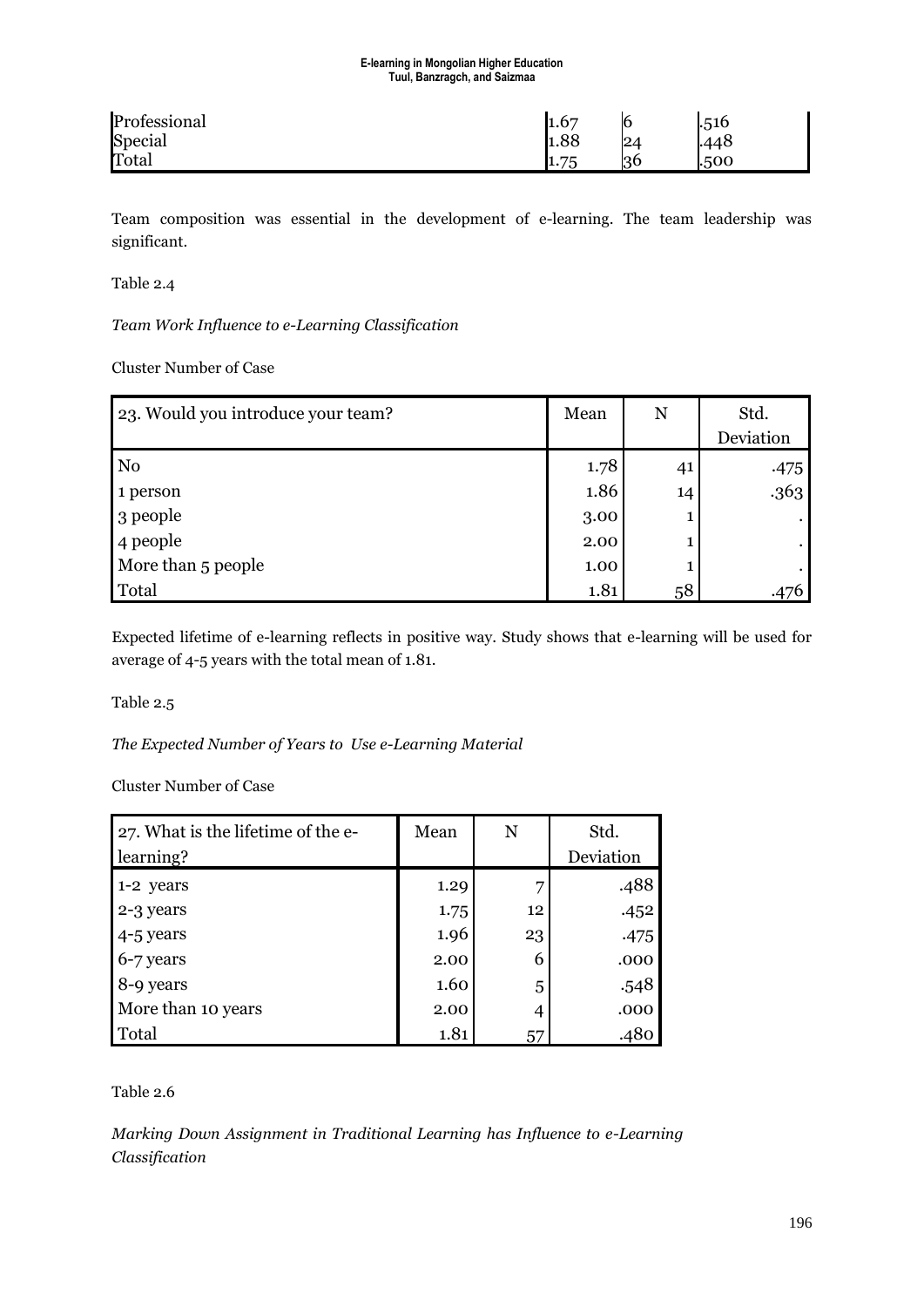| | | | |
|---|---|---|---|
| Professional | 1.67 | 6 | .516 |
| Special | 1.88 | 24 | .448 |
| Total | 1.75 | 36 | .500 |

Team composition was essential in the development of e-learning. The team leadership was significant.

Table 2.4

*Team Work Influence to e-Learning Classification*

Cluster Number of Case

| 23. Would you introduce your team? | Mean | N | Std. Deviation |
|---|---|---|---|
| No | 1.78 | 41 | .475 |
| 1 person | 1.86 | 14 | .363 |
| 3 people | 3.00 | 1 | . |
| 4 people | 2.00 | 1 | . |
| More than 5 people | 1.00 | 1 | . |
| Total | 1.81 | 58 | .476 |

Expected lifetime of e-learning reflects in positive way. Study shows that e-learning will be used for average of 4-5 years with the total mean of 1.81.

Table 2.5

*The Expected Number of Years to Use e-Learning Material*

Cluster Number of Case

| 27. What is the lifetime of the e-learning? | Mean | N | Std. Deviation |
|---|---|---|---|
| 1-2 years | 1.29 | 7 | .488 |
| 2-3 years | 1.75 | 12 | .452 |
| 4-5 years | 1.96 | 23 | .475 |
| 6-7 years | 2.00 | 6 | .000 |
| 8-9 years | 1.60 | 5 | .548 |
| More than 10 years | 2.00 | 4 | .000 |
| Total | 1.81 | 57 | .480 |

Table 2.6

*Marking Down Assignment in Traditional Learning has Influence to e-Learning Classification*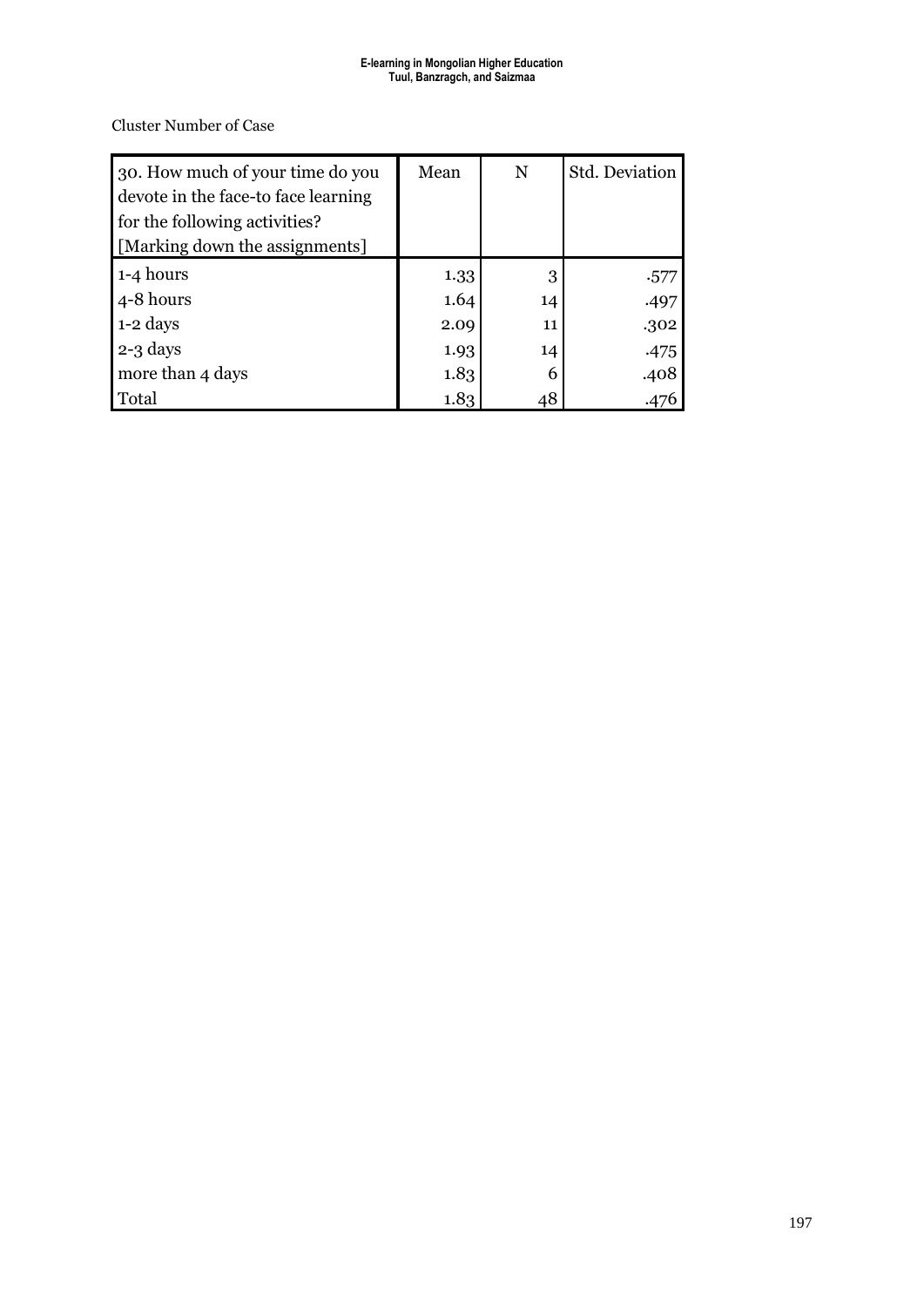Cluster Number of Case

| 30. How much of your time do you devote in the face-to face learning for the following activities? [Marking down the assignments] | Mean | N | Std. Deviation |
|---|---|---|---|
| 1-4 hours | 1.33 | 3 | .577 |
| 4-8 hours | 1.64 | 14 | .497 |
| 1-2 days | 2.09 | 11 | .302 |
| 2-3 days | 1.93 | 14 | .475 |
| more than 4 days | 1.83 | 6 | .408 |
| Total | 1.83 | 48 | .476 |